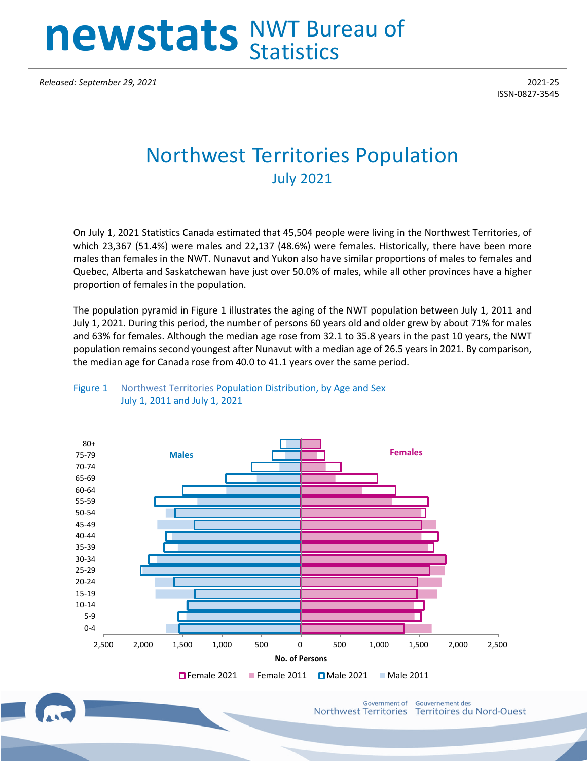# newstats NWT Bureau of Statistics

*Released: September 29, 2021*

2021-25
ISSN-0827-3545

# Northwest Territories Population

## July 2021

On July 1, 2021 Statistics Canada estimated that 45,504 people were living in the Northwest Territories, of which 23,367 (51.4%) were males and 22,137 (48.6%) were females. Historically, there have been more males than females in the NWT. Nunavut and Yukon also have similar proportions of males to females and Quebec, Alberta and Saskatchewan have just over 50.0% of males, while all other provinces have a higher proportion of females in the population.

The population pyramid in Figure 1 illustrates the aging of the NWT population between July 1, 2011 and July 1, 2021. During this period, the number of persons 60 years old and older grew by about 71% for males and 63% for females. Although the median age rose from 32.1 to 35.8 years in the past 10 years, the NWT population remains second youngest after Nunavut with a median age of 26.5 years in 2021. By comparison, the median age for Canada rose from 40.0 to 41.1 years over the same period.

Figure 1 Northwest Territories Population Distribution, by Age and Sex
July 1, 2011 and July 1, 2021

Males | Females

Age groups: 80+, 75-79, 70-74, 65-69, 60-64, 55-59, 50-54, 45-49, 40-44, 35-39, 30-34, 25-29, 20-24, 15-19, 10-14, 5-9, 0-4

No. of Persons: 2,500 2,000 1,500 1,000 500 0 500 1,000 1,500 2,000 2,500

Female 2021 | Female 2011 | Male 2021 | Male 2011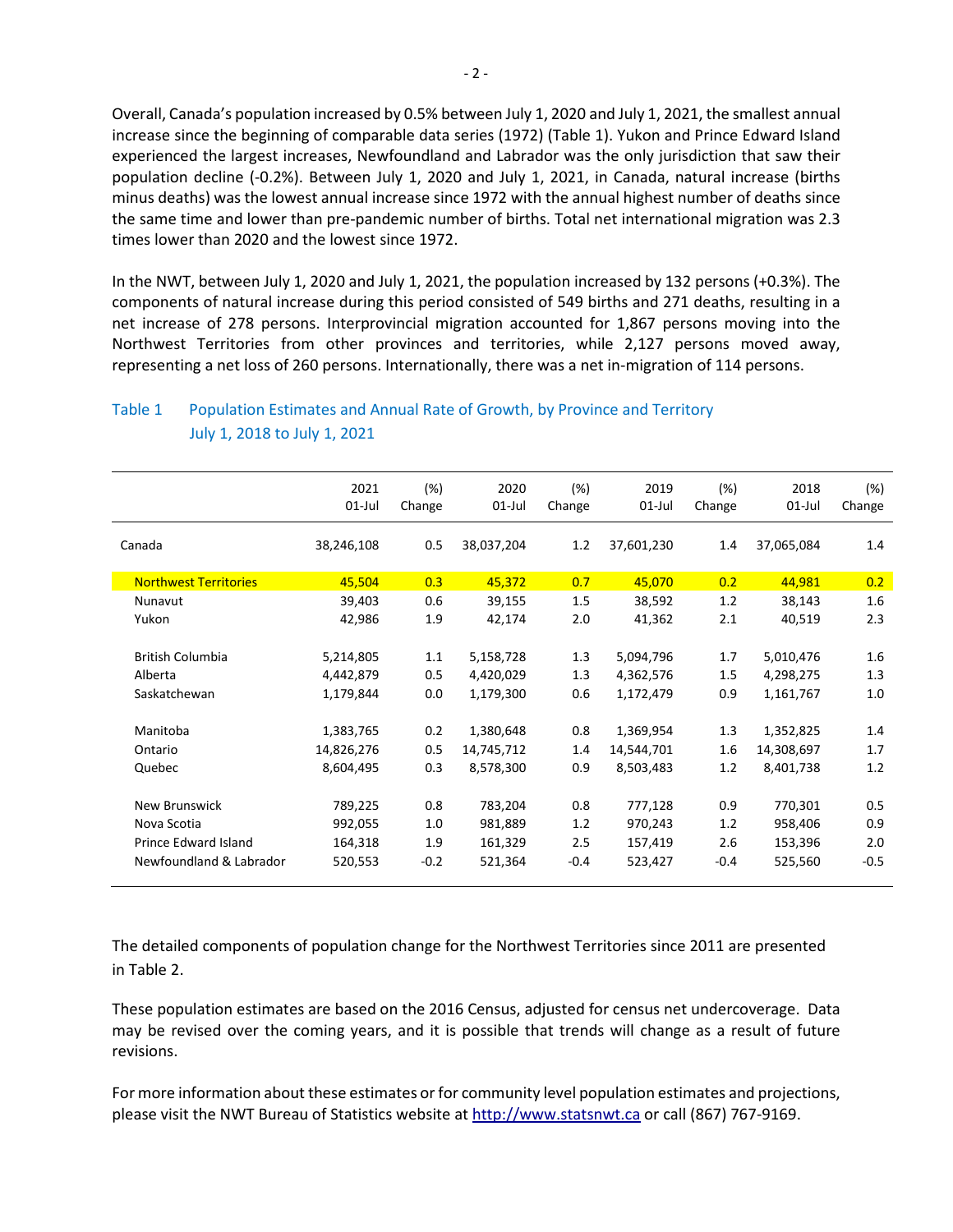Overall, Canada's population increased by 0.5% between July 1, 2020 and July 1, 2021, the smallest annual increase since the beginning of comparable data series (1972) (Table 1). Yukon and Prince Edward Island experienced the largest increases, Newfoundland and Labrador was the only jurisdiction that saw their population decline (-0.2%). Between July 1, 2020 and July 1, 2021, in Canada, natural increase (births minus deaths) was the lowest annual increase since 1972 with the annual highest number of deaths since the same time and lower than pre-pandemic number of births. Total net international migration was 2.3 times lower than 2020 and the lowest since 1972.

In the NWT, between July 1, 2020 and July 1, 2021, the population increased by 132 persons (+0.3%). The components of natural increase during this period consisted of 549 births and 271 deaths, resulting in a net increase of 278 persons. Interprovincial migration accounted for 1,867 persons moving into the Northwest Territories from other provinces and territories, while 2,127 persons moved away, representing a net loss of 260 persons. Internationally, there was a net in-migration of 114 persons.

Table 1 Population Estimates and Annual Rate of Growth, by Province and Territory
July 1, 2018 to July 1, 2021

| | 2021 01-Jul | (%) Change | 2020 01-Jul | (%) Change | 2019 01-Jul | (%) Change | 2018 01-Jul | (%) Change |
|---|---|---|---|---|---|---|---|---|
| Canada | 38,246,108 | 0.5 | 38,037,204 | 1.2 | 37,601,230 | 1.4 | 37,065,084 | 1.4 |
| Northwest Territories | 45,504 | 0.3 | 45,372 | 0.7 | 45,070 | 0.2 | 44,981 | 0.2 |
| Nunavut | 39,403 | 0.6 | 39,155 | 1.5 | 38,592 | 1.2 | 38,143 | 1.6 |
| Yukon | 42,986 | 1.9 | 42,174 | 2.0 | 41,362 | 2.1 | 40,519 | 2.3 |
| British Columbia | 5,214,805 | 1.1 | 5,158,728 | 1.3 | 5,094,796 | 1.7 | 5,010,476 | 1.6 |
| Alberta | 4,442,879 | 0.5 | 4,420,029 | 1.3 | 4,362,576 | 1.5 | 4,298,275 | 1.3 |
| Saskatchewan | 1,179,844 | 0.0 | 1,179,300 | 0.6 | 1,172,479 | 0.9 | 1,161,767 | 1.0 |
| Manitoba | 1,383,765 | 0.2 | 1,380,648 | 0.8 | 1,369,954 | 1.3 | 1,352,825 | 1.4 |
| Ontario | 14,826,276 | 0.5 | 14,745,712 | 1.4 | 14,544,701 | 1.6 | 14,308,697 | 1.7 |
| Quebec | 8,604,495 | 0.3 | 8,578,300 | 0.9 | 8,503,483 | 1.2 | 8,401,738 | 1.2 |
| New Brunswick | 789,225 | 0.8 | 783,204 | 0.8 | 777,128 | 0.9 | 770,301 | 0.5 |
| Nova Scotia | 992,055 | 1.0 | 981,889 | 1.2 | 970,243 | 1.2 | 958,406 | 0.9 |
| Prince Edward Island | 164,318 | 1.9 | 161,329 | 2.5 | 157,419 | 2.6 | 153,396 | 2.0 |
| Newfoundland & Labrador | 520,553 | -0.2 | 521,364 | -0.4 | 523,427 | -0.4 | 525,560 | -0.5 |

The detailed components of population change for the Northwest Territories since 2011 are presented in Table 2.

These population estimates are based on the 2016 Census, adjusted for census net undercoverage. Data may be revised over the coming years, and it is possible that trends will change as a result of future revisions.

For more information about these estimates or for community level population estimates and projections, please visit the NWT Bureau of Statistics website at http://www.statsnwt.ca or call (867) 767-9169.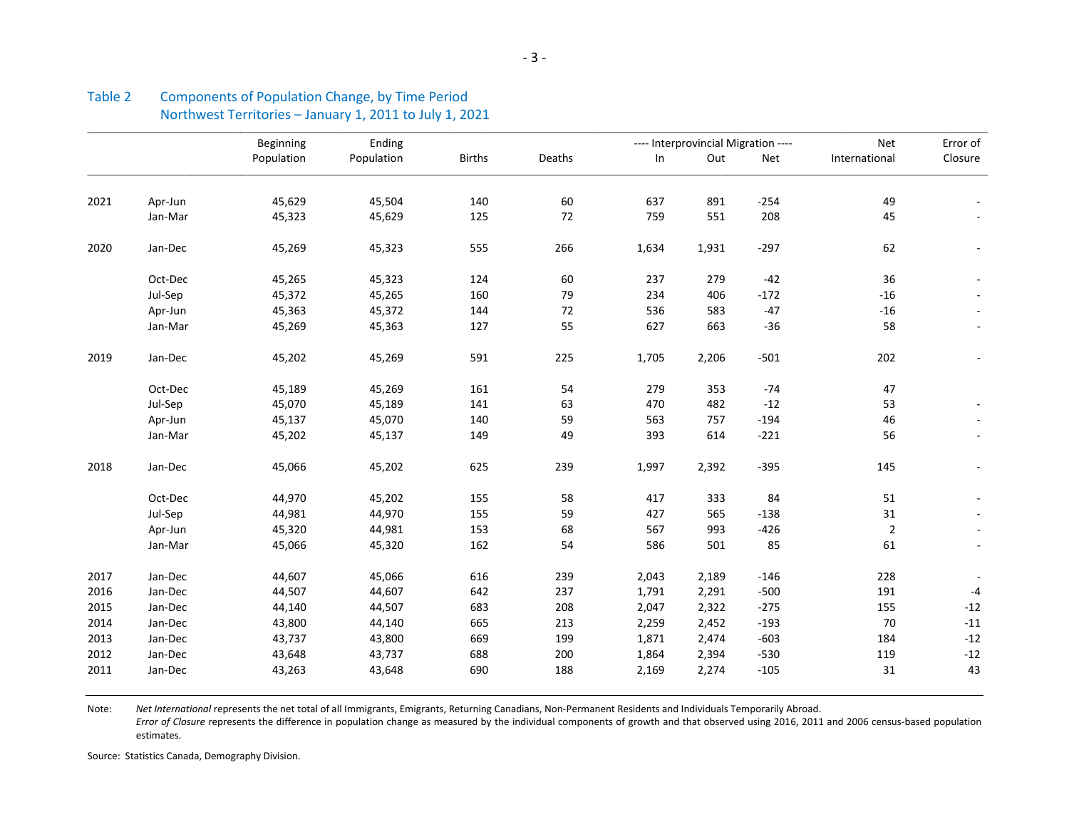## Table 2 Components of Population Change, by Time Period
## Northwest Territories – January 1, 2011 to July 1, 2021

| | | Beginning Population | Ending Population | Births | Deaths | ---- Interprovincial Migration ---- In | Out | Net | Net International | Error of Closure |
|---|---|---|---|---|---|---|---|---|---|---|
| 2021 | Apr-Jun | 45,629 | 45,504 | 140 | 60 | 637 | 891 | -254 | 49 | - |
| | Jan-Mar | 45,323 | 45,629 | 125 | 72 | 759 | 551 | 208 | 45 | - |
| 2020 | Jan-Dec | 45,269 | 45,323 | 555 | 266 | 1,634 | 1,931 | -297 | 62 | - |
| | Oct-Dec | 45,265 | 45,323 | 124 | 60 | 237 | 279 | -42 | 36 | - |
| | Jul-Sep | 45,372 | 45,265 | 160 | 79 | 234 | 406 | -172 | -16 | - |
| | Apr-Jun | 45,363 | 45,372 | 144 | 72 | 536 | 583 | -47 | -16 | - |
| | Jan-Mar | 45,269 | 45,363 | 127 | 55 | 627 | 663 | -36 | 58 | - |
| 2019 | Jan-Dec | 45,202 | 45,269 | 591 | 225 | 1,705 | 2,206 | -501 | 202 | - |
| | Oct-Dec | 45,189 | 45,269 | 161 | 54 | 279 | 353 | -74 | 47 | |
| | Jul-Sep | 45,070 | 45,189 | 141 | 63 | 470 | 482 | -12 | 53 | - |
| | Apr-Jun | 45,137 | 45,070 | 140 | 59 | 563 | 757 | -194 | 46 | - |
| | Jan-Mar | 45,202 | 45,137 | 149 | 49 | 393 | 614 | -221 | 56 | - |
| 2018 | Jan-Dec | 45,066 | 45,202 | 625 | 239 | 1,997 | 2,392 | -395 | 145 | - |
| | Oct-Dec | 44,970 | 45,202 | 155 | 58 | 417 | 333 | 84 | 51 | - |
| | Jul-Sep | 44,981 | 44,970 | 155 | 59 | 427 | 565 | -138 | 31 | - |
| | Apr-Jun | 45,320 | 44,981 | 153 | 68 | 567 | 993 | -426 | 2 | - |
| | Jan-Mar | 45,066 | 45,320 | 162 | 54 | 586 | 501 | 85 | 61 | - |
| 2017 | Jan-Dec | 44,607 | 45,066 | 616 | 239 | 2,043 | 2,189 | -146 | 228 | - |
| 2016 | Jan-Dec | 44,507 | 44,607 | 642 | 237 | 1,791 | 2,291 | -500 | 191 | -4 |
| 2015 | Jan-Dec | 44,140 | 44,507 | 683 | 208 | 2,047 | 2,322 | -275 | 155 | -12 |
| 2014 | Jan-Dec | 43,800 | 44,140 | 665 | 213 | 2,259 | 2,452 | -193 | 70 | -11 |
| 2013 | Jan-Dec | 43,737 | 43,800 | 669 | 199 | 1,871 | 2,474 | -603 | 184 | -12 |
| 2012 | Jan-Dec | 43,648 | 43,737 | 688 | 200 | 1,864 | 2,394 | -530 | 119 | -12 |
| 2011 | Jan-Dec | 43,263 | 43,648 | 690 | 188 | 2,169 | 2,274 | -105 | 31 | 43 |

Note: *Net International* represents the net total of all Immigrants, Emigrants, Returning Canadians, Non-Permanent Residents and Individuals Temporarily Abroad.
*Error of Closure* represents the difference in population change as measured by the individual components of growth and that observed using 2016, 2011 and 2006 census-based population estimates.

Source: Statistics Canada, Demography Division.